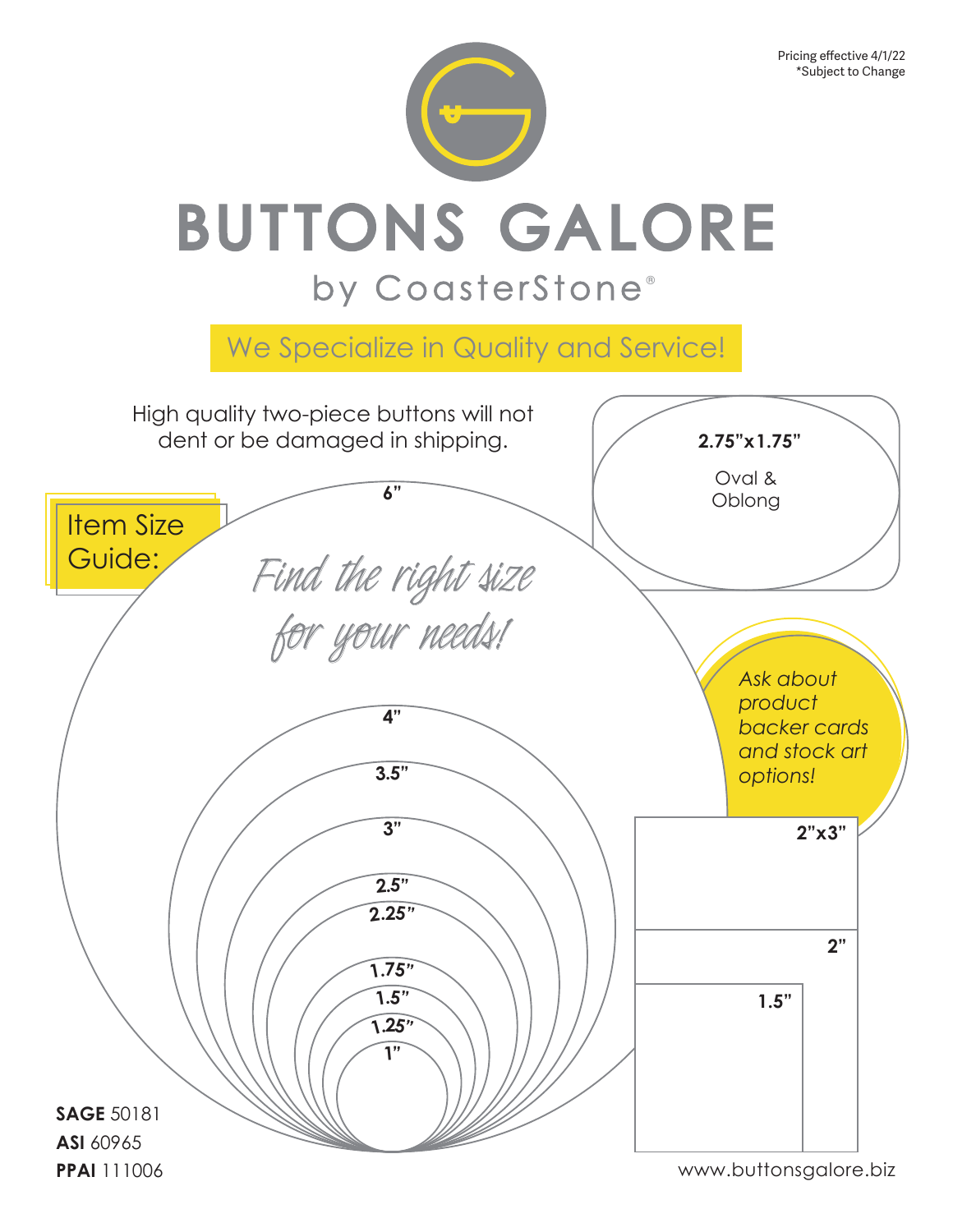Pricing effective 4/1/22
*Subject to Change

# BUTTONS GALORE

by CoasterStone®

We Specialize in Quality and Service!

High quality two-piece buttons will not dent or be damaged in shipping.

## Item Size Guide:

*Find the right size for your needs!*

**6"**

**4"**

**3.5"**

**3"**

**2.5"**

**2.25"**

**1.75"**

**1.5"**

**1.25"**

**1"**

**2.75"x1.75"**

Oval & Oblong

*Ask about product backer cards and stock art options!*

**2"x3"**

**2"**

**1.5"**

**SAGE** 50181
**ASI** 60965
**PPAI** 111006

www.buttonsgalore.biz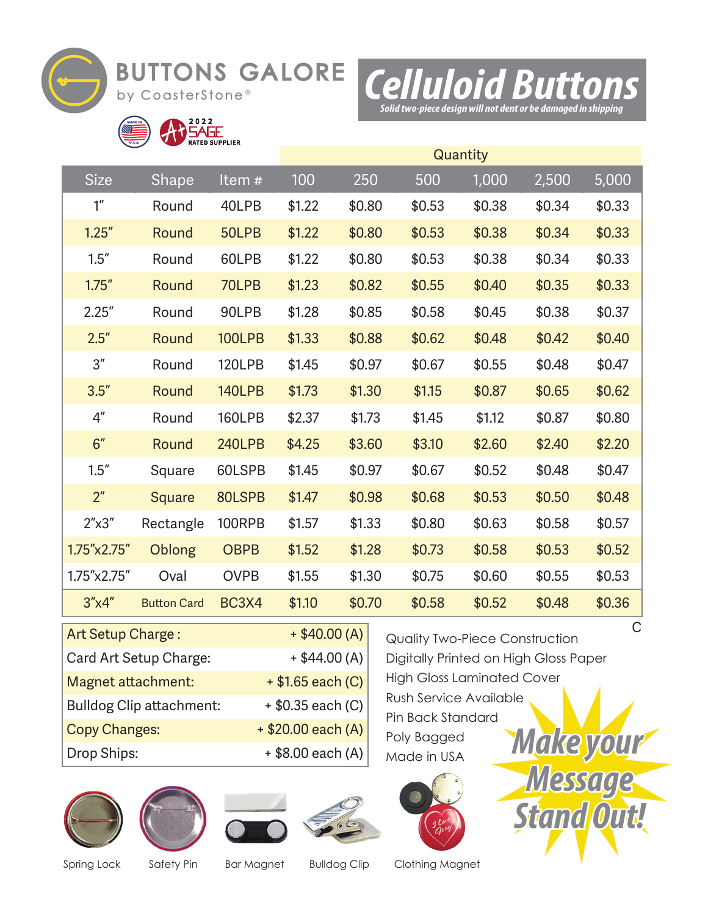# BUTTONS GALORE

by CoasterStone®

2022 SAGE RATED SUPPLIER

## Celluloid Buttons

*Solid two-piece design will not dent or be damaged in shipping*

| | | | Quantity | | | | | |
|---|---|---|---|---|---|---|---|---|
| Size | Shape | Item # | 100 | 250 | 500 | 1,000 | 2,500 | 5,000 |
| 1" | Round | 40LPB | $1.22 | $0.80 | $0.53 | $0.38 | $0.34 | $0.33 |
| 1.25" | Round | 50LPB | $1.22 | $0.80 | $0.53 | $0.38 | $0.34 | $0.33 |
| 1.5" | Round | 60LPB | $1.22 | $0.80 | $0.53 | $0.38 | $0.34 | $0.33 |
| 1.75" | Round | 70LPB | $1.23 | $0.82 | $0.55 | $0.40 | $0.35 | $0.33 |
| 2.25" | Round | 90LPB | $1.28 | $0.85 | $0.58 | $0.45 | $0.38 | $0.37 |
| 2.5" | Round | 100LPB | $1.33 | $0.88 | $0.62 | $0.48 | $0.42 | $0.40 |
| 3" | Round | 120LPB | $1.45 | $0.97 | $0.67 | $0.55 | $0.48 | $0.47 |
| 3.5" | Round | 140LPB | $1.73 | $1.30 | $1.15 | $0.87 | $0.65 | $0.62 |
| 4" | Round | 160LPB | $2.37 | $1.73 | $1.45 | $1.12 | $0.87 | $0.80 |
| 6" | Round | 240LPB | $4.25 | $3.60 | $3.10 | $2.60 | $2.40 | $2.20 |
| 1.5" | Square | 60LSPB | $1.45 | $0.97 | $0.67 | $0.52 | $0.48 | $0.47 |
| 2" | Square | 80LSPB | $1.47 | $0.98 | $0.68 | $0.53 | $0.50 | $0.48 |
| 2"x3" | Rectangle | 100RPB | $1.57 | $1.33 | $0.80 | $0.63 | $0.58 | $0.57 |
| 1.75"x2.75" | Oblong | OBPB | $1.52 | $1.28 | $0.73 | $0.58 | $0.53 | $0.52 |
| 1.75"x2.75" | Oval | OVPB | $1.55 | $1.30 | $0.75 | $0.60 | $0.55 | $0.53 |
| 3"x4" | Button Card | BC3X4 | $1.10 | $0.70 | $0.58 | $0.52 | $0.48 | $0.36 |

C

| | |
|---|---|
| Art Setup Charge : | + $40.00 (A) |
| Card Art Setup Charge: | + $44.00 (A) |
| Magnet attachment: | + $1.65 each (C) |
| Bulldog Clip attachment: | + $0.35 each (C) |
| Copy Changes: | + $20.00 each (A) |
| Drop Ships: | + $8.00 each (A) |

Quality Two-Piece Construction
Digitally Printed on High Gloss Paper
High Gloss Laminated Cover
Rush Service Available
Pin Back Standard
Poly Bagged
Made in USA

**Make your Message Stand Out!**

Spring Lock  Safety Pin  Bar Magnet  Bulldog Clip  Clothing Magnet